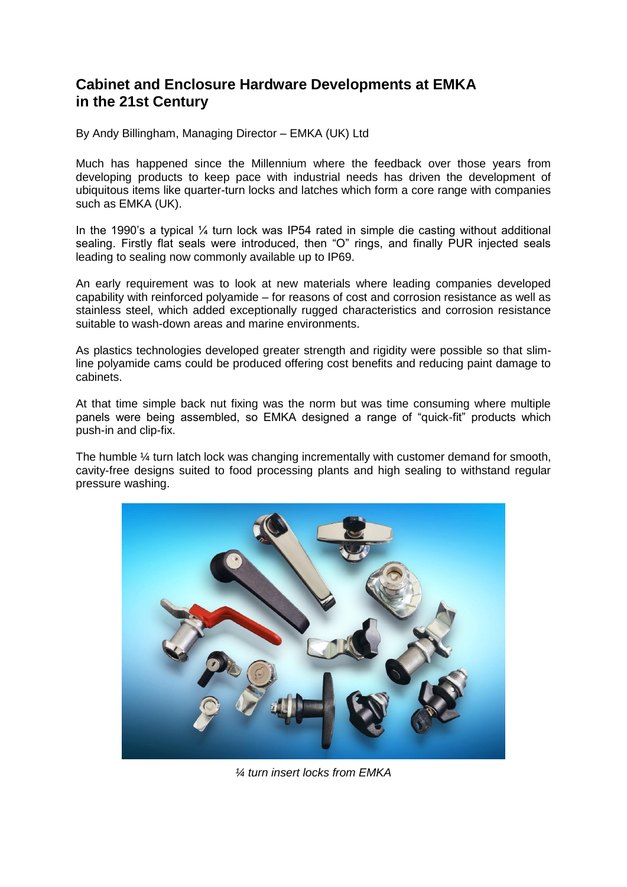# Cabinet and Enclosure Hardware Developments at EMKA in the 21st Century

By Andy Billingham, Managing Director – EMKA (UK) Ltd

Much has happened since the Millennium where the feedback over those years from developing products to keep pace with industrial needs has driven the development of ubiquitous items like quarter-turn locks and latches which form a core range with companies such as EMKA (UK).

In the 1990's a typical ¼ turn lock was IP54 rated in simple die casting without additional sealing. Firstly flat seals were introduced, then "O" rings, and finally PUR injected seals leading to sealing now commonly available up to IP69.

An early requirement was to look at new materials where leading companies developed capability with reinforced polyamide – for reasons of cost and corrosion resistance as well as stainless steel, which added exceptionally rugged characteristics and corrosion resistance suitable to wash-down areas and marine environments.

As plastics technologies developed greater strength and rigidity were possible so that slim-line polyamide cams could be produced offering cost benefits and reducing paint damage to cabinets.

At that time simple back nut fixing was the norm but was time consuming where multiple panels were being assembled, so EMKA designed a range of "quick-fit" products which push-in and clip-fix.

The humble ¼ turn latch lock was changing incrementally with customer demand for smooth, cavity-free designs suited to food processing plants and high sealing to withstand regular pressure washing.

*¼ turn insert locks from EMKA*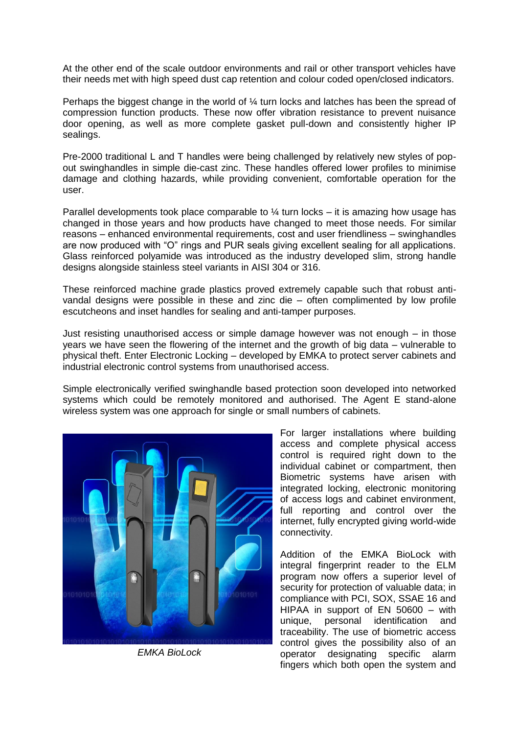At the other end of the scale outdoor environments and rail or other transport vehicles have their needs met with high speed dust cap retention and colour coded open/closed indicators.

Perhaps the biggest change in the world of ¼ turn locks and latches has been the spread of compression function products. These now offer vibration resistance to prevent nuisance door opening, as well as more complete gasket pull-down and consistently higher IP sealings.

Pre-2000 traditional L and T handles were being challenged by relatively new styles of pop-out swinghandles in simple die-cast zinc. These handles offered lower profiles to minimise damage and clothing hazards, while providing convenient, comfortable operation for the user.

Parallel developments took place comparable to ¼ turn locks – it is amazing how usage has changed in those years and how products have changed to meet those needs. For similar reasons – enhanced environmental requirements, cost and user friendliness – swinghandles are now produced with "O" rings and PUR seals giving excellent sealing for all applications. Glass reinforced polyamide was introduced as the industry developed slim, strong handle designs alongside stainless steel variants in AISI 304 or 316.

These reinforced machine grade plastics proved extremely capable such that robust anti-vandal designs were possible in these and zinc die – often complimented by low profile escutcheons and inset handles for sealing and anti-tamper purposes.

Just resisting unauthorised access or simple damage however was not enough – in those years we have seen the flowering of the internet and the growth of big data – vulnerable to physical theft. Enter Electronic Locking – developed by EMKA to protect server cabinets and industrial electronic control systems from unauthorised access.

Simple electronically verified swinghandle based protection soon developed into networked systems which could be remotely monitored and authorised. The Agent E stand-alone wireless system was one approach for single or small numbers of cabinets.

*EMKA BioLock*

For larger installations where building access and complete physical access control is required right down to the individual cabinet or compartment, then Biometric systems have arisen with integrated locking, electronic monitoring of access logs and cabinet environment, full reporting and control over the internet, fully encrypted giving world-wide connectivity.

Addition of the EMKA BioLock with integral fingerprint reader to the ELM program now offers a superior level of security for protection of valuable data; in compliance with PCI, SOX, SSAE 16 and HIPAA in support of EN 50600 – with unique, personal identification and traceability. The use of biometric access control gives the possibility also of an operator designating specific alarm fingers which both open the system and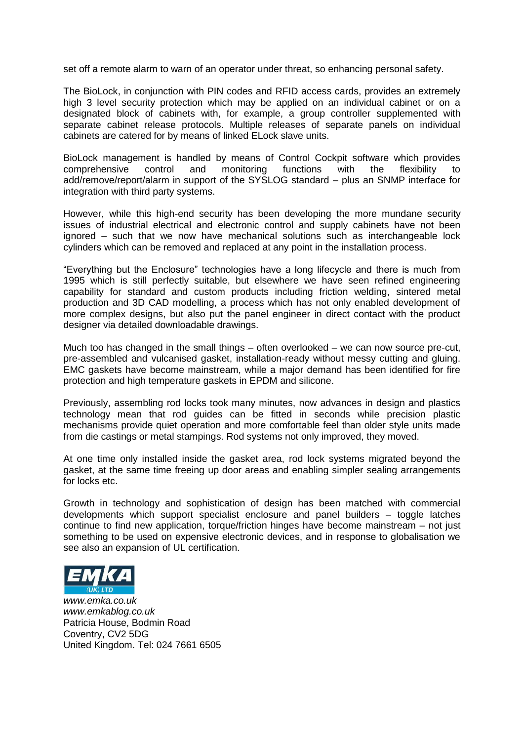set off a remote alarm to warn of an operator under threat, so enhancing personal safety.

The BioLock, in conjunction with PIN codes and RFID access cards, provides an extremely high 3 level security protection which may be applied on an individual cabinet or on a designated block of cabinets with, for example, a group controller supplemented with separate cabinet release protocols. Multiple releases of separate panels on individual cabinets are catered for by means of linked ELock slave units.

BioLock management is handled by means of Control Cockpit software which provides comprehensive control and monitoring functions with the flexibility to add/remove/report/alarm in support of the SYSLOG standard – plus an SNMP interface for integration with third party systems.

However, while this high-end security has been developing the more mundane security issues of industrial electrical and electronic control and supply cabinets have not been ignored – such that we now have mechanical solutions such as interchangeable lock cylinders which can be removed and replaced at any point in the installation process.

"Everything but the Enclosure" technologies have a long lifecycle and there is much from 1995 which is still perfectly suitable, but elsewhere we have seen refined engineering capability for standard and custom products including friction welding, sintered metal production and 3D CAD modelling, a process which has not only enabled development of more complex designs, but also put the panel engineer in direct contact with the product designer via detailed downloadable drawings.

Much too has changed in the small things – often overlooked – we can now source pre-cut, pre-assembled and vulcanised gasket, installation-ready without messy cutting and gluing. EMC gaskets have become mainstream, while a major demand has been identified for fire protection and high temperature gaskets in EPDM and silicone.

Previously, assembling rod locks took many minutes, now advances in design and plastics technology mean that rod guides can be fitted in seconds while precision plastic mechanisms provide quiet operation and more comfortable feel than older style units made from die castings or metal stampings. Rod systems not only improved, they moved.

At one time only installed inside the gasket area, rod lock systems migrated beyond the gasket, at the same time freeing up door areas and enabling simpler sealing arrangements for locks etc.

Growth in technology and sophistication of design has been matched with commercial developments which support specialist enclosure and panel builders – toggle latches continue to find new application, torque/friction hinges have become mainstream – not just something to be used on expensive electronic devices, and in response to globalisation we see also an expansion of UL certification.

EMKA (UK) LTD

*www.emka.co.uk*
*www.emkablog.co.uk*
Patricia House, Bodmin Road
Coventry, CV2 5DG
United Kingdom. Tel: 024 7661 6505